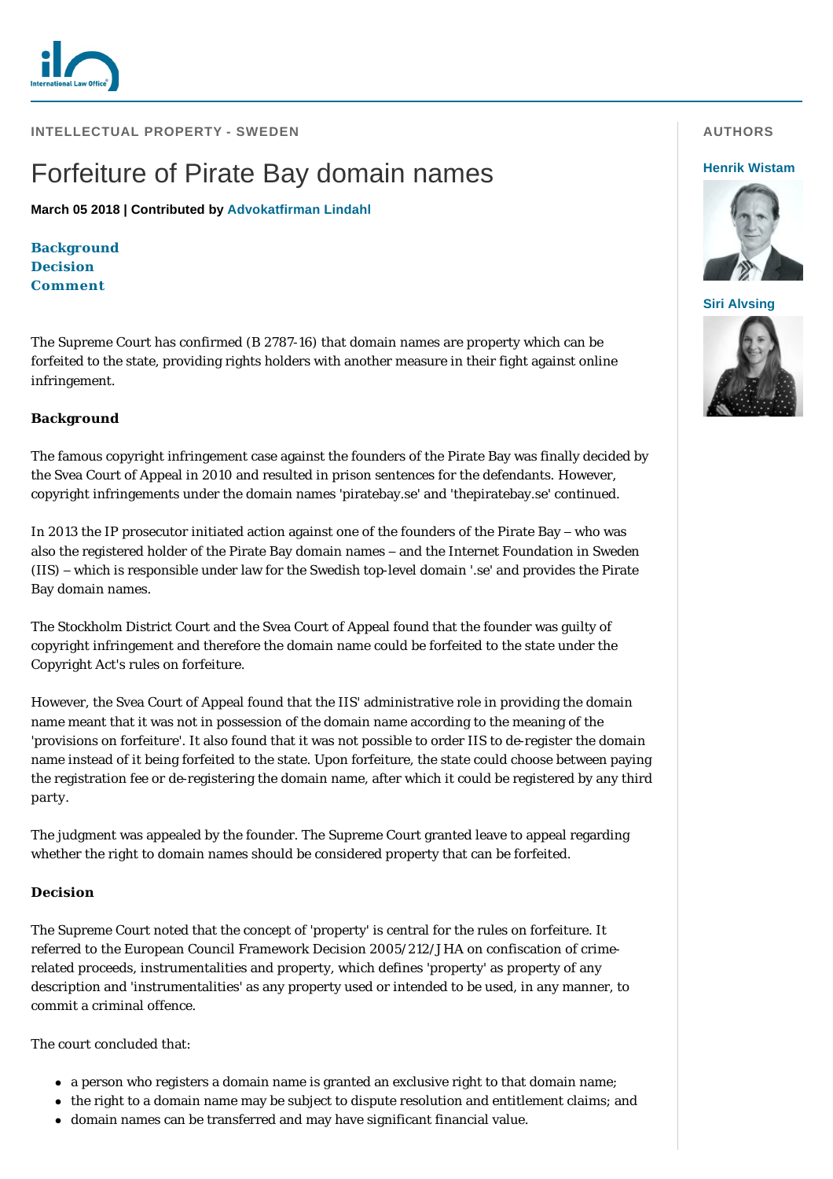INTELLECTUAL PROPERTY - SWEDEN

# Forfeiture of Pirate Bay domain names

**March 05 2018 | Contributed by Advokatfirman Lindahl**

**Background**
**Decision**
**Comment**

AUTHORS

**Henrik Wistam**

**Siri Alvsing**

The Supreme Court has confirmed (B 2787-16) that domain names are property which can be forfeited to the state, providing rights holders with another measure in their fight against online infringement.

## Background

The famous copyright infringement case against the founders of the Pirate Bay was finally decided by the Svea Court of Appeal in 2010 and resulted in prison sentences for the defendants. However, copyright infringements under the domain names 'piratebay.se' and 'thepiratebay.se' continued.

In 2013 the IP prosecutor initiated action against one of the founders of the Pirate Bay – who was also the registered holder of the Pirate Bay domain names – and the Internet Foundation in Sweden (IIS) – which is responsible under law for the Swedish top-level domain '.se' and provides the Pirate Bay domain names.

The Stockholm District Court and the Svea Court of Appeal found that the founder was guilty of copyright infringement and therefore the domain name could be forfeited to the state under the Copyright Act's rules on forfeiture.

However, the Svea Court of Appeal found that the IIS' administrative role in providing the domain name meant that it was not in possession of the domain name according to the meaning of the 'provisions on forfeiture'. It also found that it was not possible to order IIS to de-register the domain name instead of it being forfeited to the state. Upon forfeiture, the state could choose between paying the registration fee or de-registering the domain name, after which it could be registered by any third party.

The judgment was appealed by the founder. The Supreme Court granted leave to appeal regarding whether the right to domain names should be considered property that can be forfeited.

## Decision

The Supreme Court noted that the concept of 'property' is central for the rules on forfeiture. It referred to the European Council Framework Decision 2005/212/JHA on confiscation of crime-related proceeds, instrumentalities and property, which defines 'property' as property of any description and 'instrumentalities' as any property used or intended to be used, in any manner, to commit a criminal offence.

The court concluded that:

- a person who registers a domain name is granted an exclusive right to that domain name;
- the right to a domain name may be subject to dispute resolution and entitlement claims; and
- domain names can be transferred and may have significant financial value.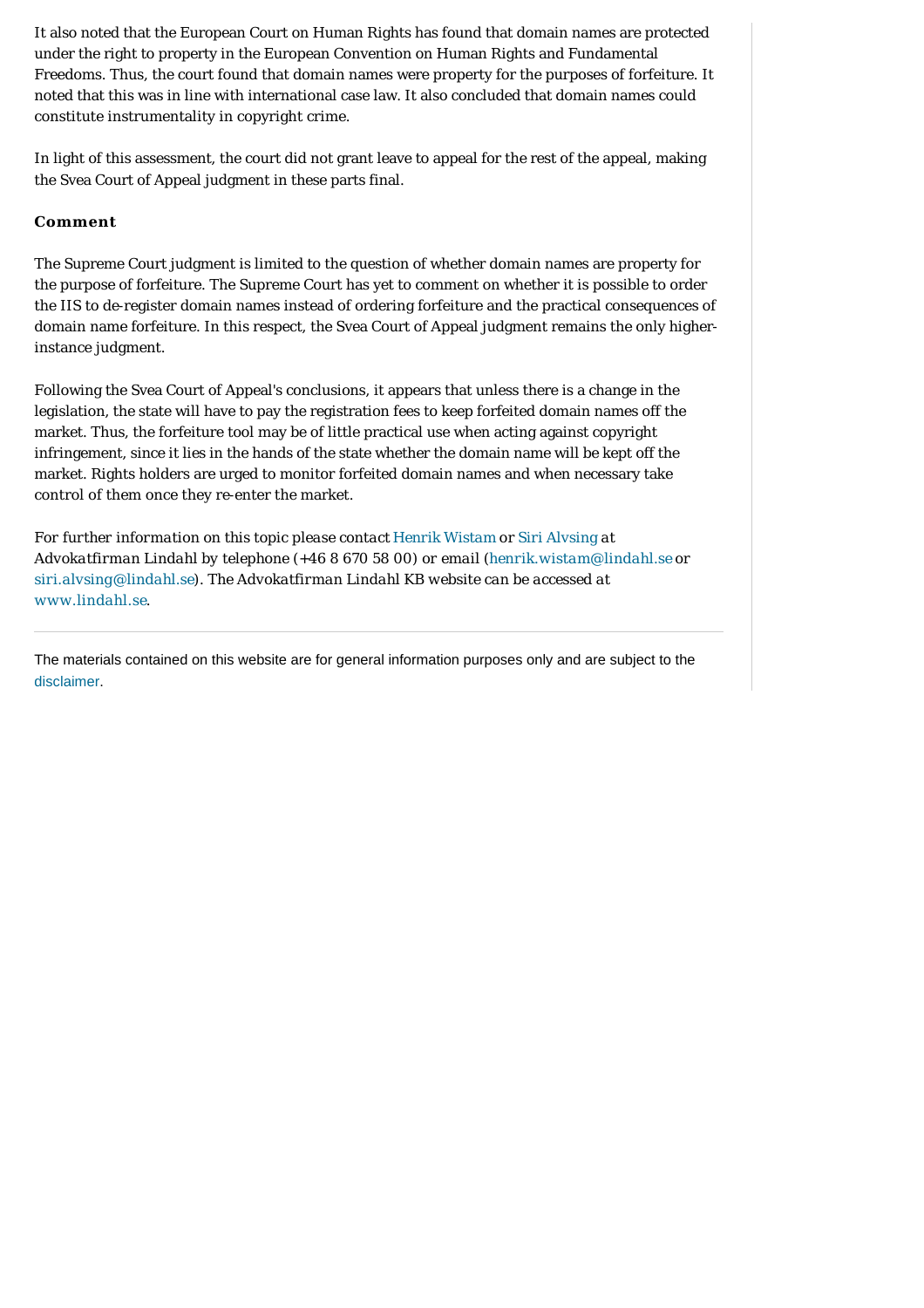It also noted that the European Court on Human Rights has found that domain names are protected under the right to property in the European Convention on Human Rights and Fundamental Freedoms. Thus, the court found that domain names were property for the purposes of forfeiture. It noted that this was in line with international case law. It also concluded that domain names could constitute instrumentality in copyright crime.

In light of this assessment, the court did not grant leave to appeal for the rest of the appeal, making the Svea Court of Appeal judgment in these parts final.

### Comment

The Supreme Court judgment is limited to the question of whether domain names are property for the purpose of forfeiture. The Supreme Court has yet to comment on whether it is possible to order the IIS to de-register domain names instead of ordering forfeiture and the practical consequences of domain name forfeiture. In this respect, the Svea Court of Appeal judgment remains the only higher-instance judgment.

Following the Svea Court of Appeal's conclusions, it appears that unless there is a change in the legislation, the state will have to pay the registration fees to keep forfeited domain names off the market. Thus, the forfeiture tool may be of little practical use when acting against copyright infringement, since it lies in the hands of the state whether the domain name will be kept off the market. Rights holders are urged to monitor forfeited domain names and when necessary take control of them once they re-enter the market.

*For further information on this topic please contact* Henrik Wistam *or* Siri Alvsing *at Advokatfirman Lindahl by telephone (+46 8 670 58 00) or email (*henrik.wistam@lindahl.se *or* siri.alvsing@lindahl.se*). The Advokatfirman Lindahl KB website can be accessed at* www.lindahl.se.

---

The materials contained on this website are for general information purposes only and are subject to the disclaimer.